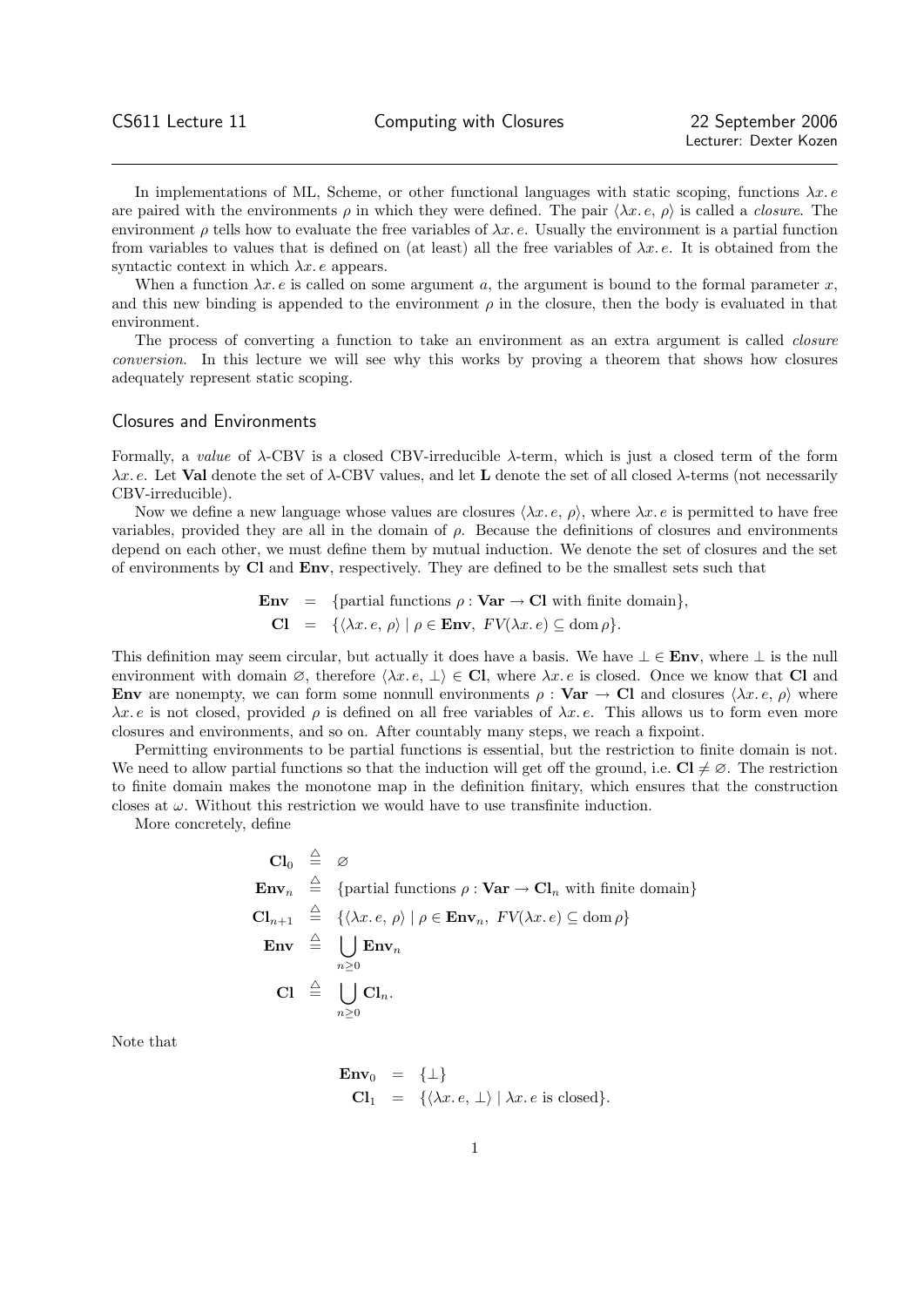In implementations of ML, Scheme, or other functional languages with static scoping, functions $\lambda x.\, e$ are paired with the environments $\rho$ in which they were defined. The pair $\langle \lambda x.\, e,\, \rho \rangle$ is called a *closure*. The environment $\rho$ tells how to evaluate the free variables of $\lambda x.\, e$. Usually the environment is a partial function from variables to values that is defined on (at least) all the free variables of $\lambda x.\, e$. It is obtained from the syntactic context in which $\lambda x.\, e$ appears.

When a function $\lambda x.\, e$ is called on some argument $a$, the argument is bound to the formal parameter $x$, and this new binding is appended to the environment $\rho$ in the closure, then the body is evaluated in that environment.

The process of converting a function to take an environment as an extra argument is called *closure conversion*. In this lecture we will see why this works by proving a theorem that shows how closures adequately represent static scoping.

## Closures and Environments

Formally, a *value* of $\lambda$-CBV is a closed CBV-irreducible $\lambda$-term, which is just a closed term of the form $\lambda x.\, e$. Let $\mathbf{Val}$ denote the set of $\lambda$-CBV values, and let $\mathbf{L}$ denote the set of all closed $\lambda$-terms (not necessarily CBV-irreducible).

Now we define a new language whose values are closures $\langle \lambda x.\, e,\, \rho \rangle$, where $\lambda x.\, e$ is permitted to have free variables, provided they are all in the domain of $\rho$. Because the definitions of closures and environments depend on each other, we must define them by mutual induction. We denote the set of closures and the set of environments by $\mathbf{Cl}$ and $\mathbf{Env}$, respectively. They are defined to be the smallest sets such that

$$
\begin{aligned}
\mathbf{Env} &= \{\text{partial functions } \rho : \mathbf{Var} \to \mathbf{Cl} \text{ with finite domain}\}, \\
\mathbf{Cl} &= \{\langle \lambda x.\, e,\, \rho \rangle \mid \rho \in \mathbf{Env},\ FV(\lambda x.\, e) \subseteq \operatorname{dom} \rho\}.
\end{aligned}
$$

This definition may seem circular, but actually it does have a basis. We have $\bot \in \mathbf{Env}$, where $\bot$ is the null environment with domain $\varnothing$, therefore $\langle \lambda x.\, e,\, \bot \rangle \in \mathbf{Cl}$, where $\lambda x.\, e$ is closed. Once we know that $\mathbf{Cl}$ and $\mathbf{Env}$ are nonempty, we can form some nonnull environments $\rho : \mathbf{Var} \to \mathbf{Cl}$ and closures $\langle \lambda x.\, e,\, \rho \rangle$ where $\lambda x.\, e$ is not closed, provided $\rho$ is defined on all free variables of $\lambda x.\, e$. This allows us to form even more closures and environments, and so on. After countably many steps, we reach a fixpoint.

Permitting environments to be partial functions is essential, but the restriction to finite domain is not. We need to allow partial functions so that the induction will get off the ground, i.e. $\mathbf{Cl} \neq \varnothing$. The restriction to finite domain makes the monotone map in the definition finitary, which ensures that the construction closes at $\omega$. Without this restriction we would have to use transfinite induction.

More concretely, define

$$
\begin{aligned}
\mathbf{Cl}_0 &\triangleq \varnothing \\
\mathbf{Env}_n &\triangleq \{\text{partial functions } \rho : \mathbf{Var} \to \mathbf{Cl}_n \text{ with finite domain}\} \\
\mathbf{Cl}_{n+1} &\triangleq \{\langle \lambda x.\, e,\, \rho \rangle \mid \rho \in \mathbf{Env}_n,\ FV(\lambda x.\, e) \subseteq \operatorname{dom} \rho\} \\
\mathbf{Env} &\triangleq \bigcup_{n \geq 0} \mathbf{Env}_n \\
\mathbf{Cl} &\triangleq \bigcup_{n \geq 0} \mathbf{Cl}_n.
\end{aligned}
$$

Note that

$$
\begin{aligned}
\mathbf{Env}_0 &= \{\bot\} \\
\mathbf{Cl}_1 &= \{\langle \lambda x.\, e,\, \bot \rangle \mid \lambda x.\, e \text{ is closed}\}.
\end{aligned}
$$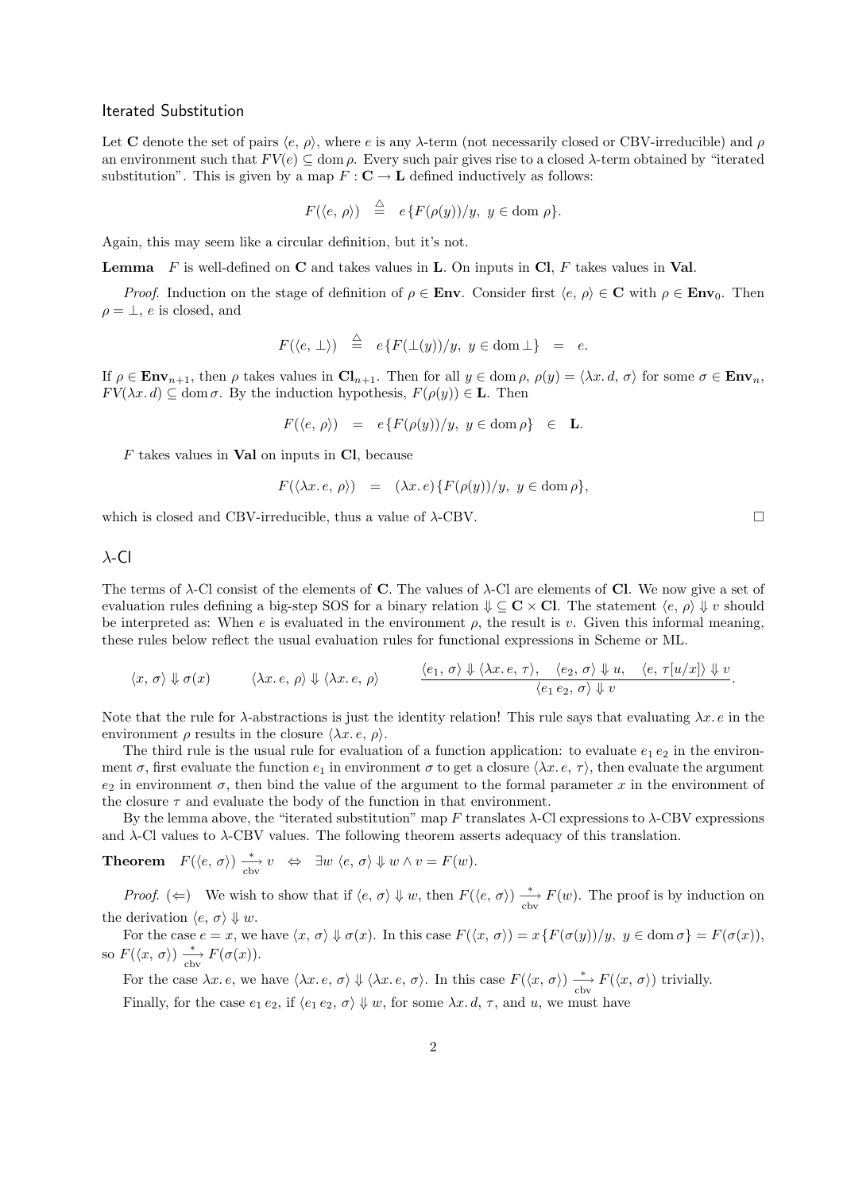### Iterated Substitution

Let $\mathbf{C}$ denote the set of pairs $\langle e,\, \rho\rangle$, where $e$ is any $\lambda$-term (not necessarily closed or CBV-irreducible) and $\rho$ an environment such that $FV(e) \subseteq \operatorname{dom}\rho$. Every such pair gives rise to a closed $\lambda$-term obtained by "iterated substitution". This is given by a map $F : \mathbf{C} \to \mathbf{L}$ defined inductively as follows:

$$F(\langle e,\, \rho\rangle) \;\stackrel{\triangle}{=}\; e\{F(\rho(y))/y,\ y \in \operatorname{dom}\rho\}.$$

Again, this may seem like a circular definition, but it's not.

**Lemma** $F$ is well-defined on $\mathbf{C}$ and takes values in $\mathbf{L}$. On inputs in $\mathbf{Cl}$, $F$ takes values in $\mathbf{Val}$.

*Proof.* Induction on the stage of definition of $\rho \in \mathbf{Env}$. Consider first $\langle e,\, \rho\rangle \in \mathbf{C}$ with $\rho \in \mathbf{Env}_0$. Then $\rho = \bot$, $e$ is closed, and

$$F(\langle e,\, \bot\rangle) \;\stackrel{\triangle}{=}\; e\{F(\bot(y))/y,\ y \in \operatorname{dom}\bot\} \;=\; e.$$

If $\rho \in \mathbf{Env}_{n+1}$, then $\rho$ takes values in $\mathbf{Cl}_{n+1}$. Then for all $y \in \operatorname{dom}\rho$, $\rho(y) = \langle \lambda x.\, d,\, \sigma\rangle$ for some $\sigma \in \mathbf{Env}_n$, $FV(\lambda x.\, d) \subseteq \operatorname{dom}\sigma$. By the induction hypothesis, $F(\rho(y)) \in \mathbf{L}$. Then

$$F(\langle e,\, \rho\rangle) \;=\; e\{F(\rho(y))/y,\ y \in \operatorname{dom}\rho\} \;\in\; \mathbf{L}.$$

$F$ takes values in $\mathbf{Val}$ on inputs in $\mathbf{Cl}$, because

$$F(\langle \lambda x.\, e,\, \rho\rangle) \;=\; (\lambda x.\, e)\{F(\rho(y))/y,\ y \in \operatorname{dom}\rho\},$$

which is closed and CBV-irreducible, thus a value of $\lambda$-CBV. $\square$

### $\lambda$-Cl

The terms of $\lambda$-Cl consist of the elements of $\mathbf{C}$. The values of $\lambda$-Cl are elements of $\mathbf{Cl}$. We now give a set of evaluation rules defining a big-step SOS for a binary relation $\Downarrow \subseteq \mathbf{C} \times \mathbf{Cl}$. The statement $\langle e,\, \rho\rangle \Downarrow v$ should be interpreted as: When $e$ is evaluated in the environment $\rho$, the result is $v$. Given this informal meaning, these rules below reflect the usual evaluation rules for functional expressions in Scheme or ML.

$$\langle x,\, \sigma\rangle \Downarrow \sigma(x) \qquad\quad \langle \lambda x.\, e,\, \rho\rangle \Downarrow \langle \lambda x.\, e,\, \rho\rangle \qquad\quad \frac{\langle e_1,\, \sigma\rangle \Downarrow \langle \lambda x.\, e,\, \tau\rangle, \quad \langle e_2,\, \sigma\rangle \Downarrow u, \quad \langle e,\, \tau[u/x]\rangle \Downarrow v}{\langle e_1\, e_2,\, \sigma\rangle \Downarrow v}.$$

Note that the rule for $\lambda$-abstractions is just the identity relation! This rule says that evaluating $\lambda x.\, e$ in the environment $\rho$ results in the closure $\langle \lambda x.\, e,\, \rho\rangle$.

The third rule is the usual rule for evaluation of a function application: to evaluate $e_1\, e_2$ in the environment $\sigma$, first evaluate the function $e_1$ in environment $\sigma$ to get a closure $\langle \lambda x.\, e,\, \tau\rangle$, then evaluate the argument $e_2$ in environment $\sigma$, then bind the value of the argument to the formal parameter $x$ in the environment of the closure $\tau$ and evaluate the body of the function in that environment.

By the lemma above, the "iterated substitution" map $F$ translates $\lambda$-Cl expressions to $\lambda$-CBV expressions and $\lambda$-Cl values to $\lambda$-CBV values. The following theorem asserts adequacy of this translation.

**Theorem** $F(\langle e,\, \sigma\rangle) \xrightarrow[\text{cbv}]{*} v \;\;\Leftrightarrow\;\; \exists w\ \langle e,\, \sigma\rangle \Downarrow w \wedge v = F(w)$.

*Proof.* $(\Leftarrow)$ We wish to show that if $\langle e,\, \sigma\rangle \Downarrow w$, then $F(\langle e,\, \sigma\rangle) \xrightarrow[\text{cbv}]{*} F(w)$. The proof is by induction on the derivation $\langle e,\, \sigma\rangle \Downarrow w$.

For the case $e = x$, we have $\langle x,\, \sigma\rangle \Downarrow \sigma(x)$. In this case $F(\langle x,\, \sigma\rangle) = x\{F(\sigma(y))/y,\ y \in \operatorname{dom}\sigma\} = F(\sigma(x))$, so $F(\langle x,\, \sigma\rangle) \xrightarrow[\text{cbv}]{*} F(\sigma(x))$.

For the case $\lambda x.\, e$, we have $\langle \lambda x.\, e,\, \sigma\rangle \Downarrow \langle \lambda x.\, e,\, \sigma\rangle$. In this case $F(\langle x,\, \sigma\rangle) \xrightarrow[\text{cbv}]{*} F(\langle x,\, \sigma\rangle)$ trivially.

Finally, for the case $e_1\, e_2$, if $\langle e_1\, e_2,\, \sigma\rangle \Downarrow w$, for some $\lambda x.\, d$, $\tau$, and $u$, we must have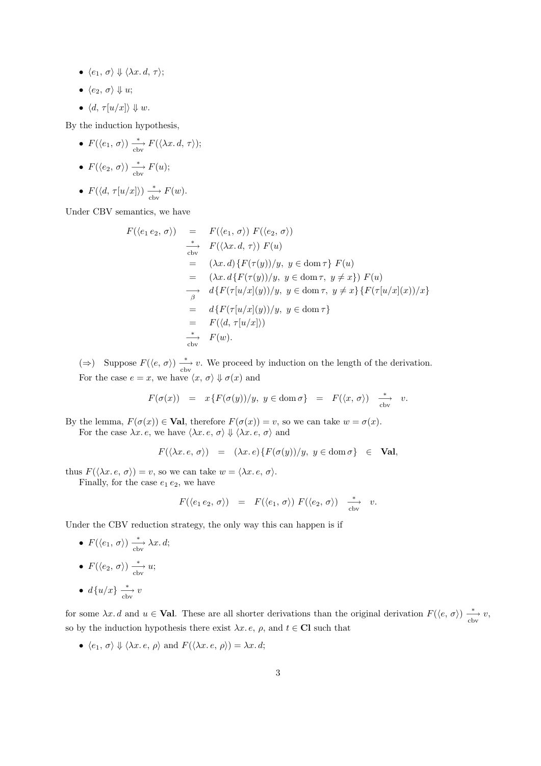- $\langle e_1,\, \sigma\rangle \Downarrow \langle \lambda x.\, d,\, \tau\rangle$;
- $\langle e_2,\, \sigma\rangle \Downarrow u$;
- $\langle d,\, \tau[u/x]\rangle \Downarrow w$.

By the induction hypothesis,

- $F(\langle e_1,\, \sigma\rangle) \xrightarrow[\text{cbv}]{*} F(\langle \lambda x.\, d,\, \tau\rangle)$;
- $F(\langle e_2,\, \sigma\rangle) \xrightarrow[\text{cbv}]{*} F(u)$;
- $F(\langle d,\, \tau[u/x]\rangle) \xrightarrow[\text{cbv}]{*} F(w)$.

Under CBV semantics, we have

$$
\begin{array}{rcl}
F(\langle e_1\, e_2,\, \sigma\rangle) & = & F(\langle e_1,\, \sigma\rangle)\; F(\langle e_2,\, \sigma\rangle) \\
& \xrightarrow[\text{cbv}]{*} & F(\langle \lambda x.\, d,\, \tau\rangle)\; F(u) \\
& = & (\lambda x.\, d)\{F(\tau(y))/y,\; y \in \operatorname{dom} \tau\}\; F(u) \\
& = & (\lambda x.\, d\{F(\tau(y))/y,\; y \in \operatorname{dom} \tau,\; y \neq x\})\; F(u) \\
& \xrightarrow[\beta]{} & d\{F(\tau[u/x](y))/y,\; y \in \operatorname{dom} \tau,\; y \neq x\}\{F(\tau[u/x](x))/x\} \\
& = & d\{F(\tau[u/x](y))/y,\; y \in \operatorname{dom} \tau\} \\
& = & F(\langle d,\, \tau[u/x]\rangle) \\
& \xrightarrow[\text{cbv}]{*} & F(w).
\end{array}
$$

($\Rightarrow$) Suppose $F(\langle e,\, \sigma\rangle) \xrightarrow[\text{cbv}]{*} v$. We proceed by induction on the length of the derivation.

For the case $e = x$, we have $\langle x,\, \sigma\rangle \Downarrow \sigma(x)$ and

$$
F(\sigma(x)) \quad = \quad x\{F(\sigma(y))/y,\; y \in \operatorname{dom} \sigma\} \quad = \quad F(\langle x,\, \sigma\rangle) \quad \xrightarrow[\text{cbv}]{*} \quad v.
$$

By the lemma, $F(\sigma(x)) \in \mathbf{Val}$, therefore $F(\sigma(x)) = v$, so we can take $w = \sigma(x)$.

For the case $\lambda x.\, e$, we have $\langle \lambda x.\, e,\, \sigma\rangle \Downarrow \langle \lambda x.\, e,\, \sigma\rangle$ and

$$
F(\langle \lambda x.\, e,\, \sigma\rangle) \quad = \quad (\lambda x.\, e)\{F(\sigma(y))/y,\; y \in \operatorname{dom} \sigma\} \quad \in \quad \mathbf{Val},
$$

thus $F(\langle \lambda x.\, e,\, \sigma\rangle) = v$, so we can take $w = \langle \lambda x.\, e,\, \sigma\rangle$.

Finally, for the case $e_1\, e_2$, we have

$$
F(\langle e_1\, e_2,\, \sigma\rangle) \quad = \quad F(\langle e_1,\, \sigma\rangle)\; F(\langle e_2,\, \sigma\rangle) \quad \xrightarrow[\text{cbv}]{*} \quad v.
$$

Under the CBV reduction strategy, the only way this can happen is if

- $F(\langle e_1,\, \sigma\rangle) \xrightarrow[\text{cbv}]{*} \lambda x.\, d$;
- $F(\langle e_2,\, \sigma\rangle) \xrightarrow[\text{cbv}]{*} u$;
- $d\{u/x\} \xrightarrow[\text{cbv}]{*} v$

for some $\lambda x.\, d$ and $u \in \mathbf{Val}$. These are all shorter derivations than the original derivation $F(\langle e,\, \sigma\rangle) \xrightarrow[\text{cbv}]{*} v$, so by the induction hypothesis there exist $\lambda x.\, e$, $\rho$, and $t \in \mathbf{Cl}$ such that

- $\langle e_1,\, \sigma\rangle \Downarrow \langle \lambda x.\, e,\, \rho\rangle$ and $F(\langle \lambda x.\, e,\, \rho\rangle) = \lambda x.\, d$;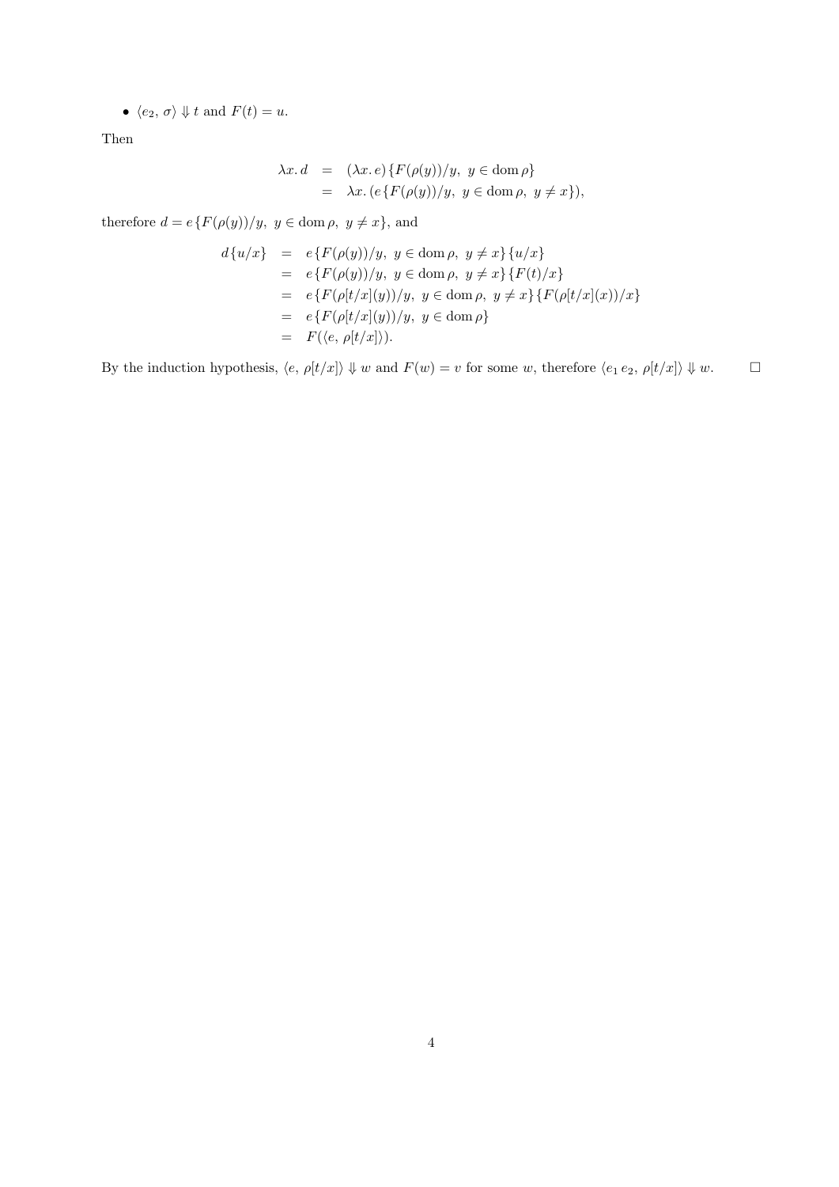- $\langle e_2,\, \sigma\rangle \Downarrow t$ and $F(t) = u$.

Then

$$
\begin{aligned}
\lambda x.\, d &= (\lambda x.\, e)\,\{F(\rho(y))/y,\ y \in \operatorname{dom}\rho\} \\
&= \lambda x.\, (e\,\{F(\rho(y))/y,\ y \in \operatorname{dom}\rho,\ y \neq x\}),
\end{aligned}
$$

therefore $d = e\,\{F(\rho(y))/y,\ y \in \operatorname{dom}\rho,\ y \neq x\}$, and

$$
\begin{aligned}
d\{u/x\} &= e\,\{F(\rho(y))/y,\ y \in \operatorname{dom}\rho,\ y \neq x\}\{u/x\} \\
&= e\,\{F(\rho(y))/y,\ y \in \operatorname{dom}\rho,\ y \neq x\}\{F(t)/x\} \\
&= e\,\{F(\rho[t/x](y))/y,\ y \in \operatorname{dom}\rho,\ y \neq x\}\{F(\rho[t/x](x))/x\} \\
&= e\,\{F(\rho[t/x](y))/y,\ y \in \operatorname{dom}\rho\} \\
&= F(\langle e,\, \rho[t/x]\rangle).
\end{aligned}
$$

By the induction hypothesis, $\langle e,\, \rho[t/x]\rangle \Downarrow w$ and $F(w) = v$ for some $w$, therefore $\langle e_1\, e_2,\, \rho[t/x]\rangle \Downarrow w$. $\square$